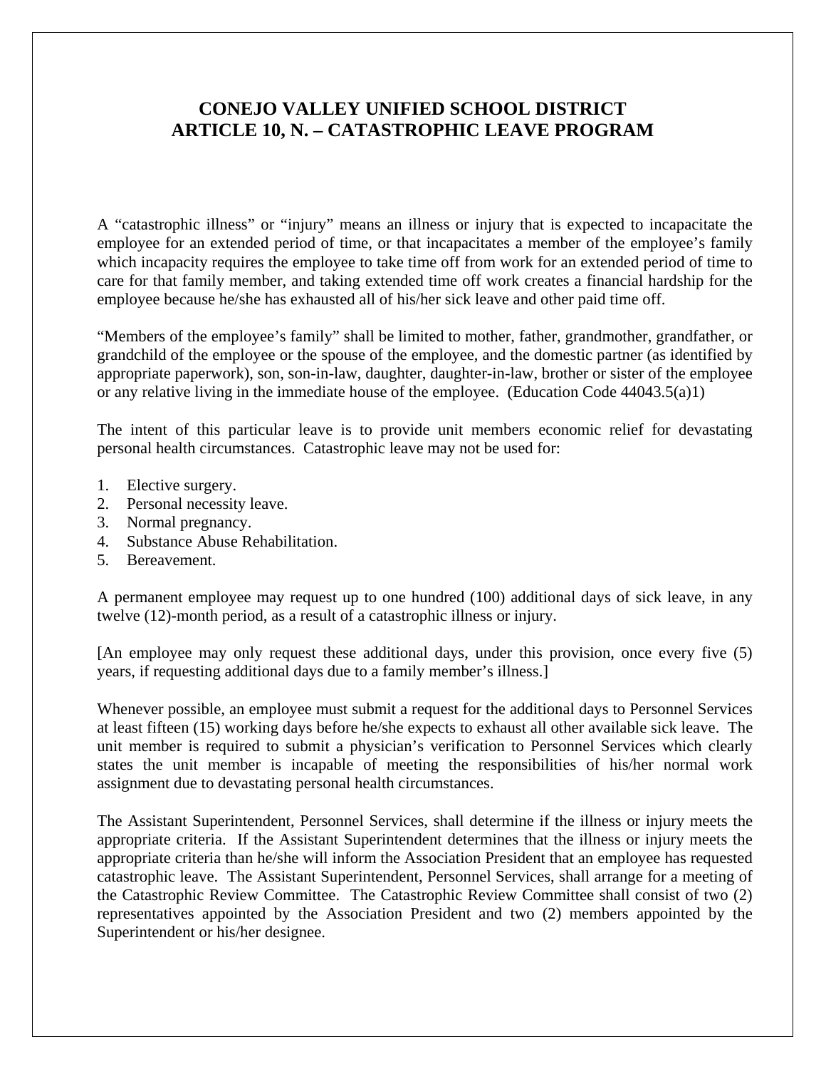# CONEJO VALLEY UNIFIED SCHOOL DISTRICT
# ARTICLE 10, N. – CATASTROPHIC LEAVE PROGRAM

A "catastrophic illness" or "injury" means an illness or injury that is expected to incapacitate the employee for an extended period of time, or that incapacitates a member of the employee's family which incapacity requires the employee to take time off from work for an extended period of time to care for that family member, and taking extended time off work creates a financial hardship for the employee because he/she has exhausted all of his/her sick leave and other paid time off.

"Members of the employee's family" shall be limited to mother, father, grandmother, grandfather, or grandchild of the employee or the spouse of the employee, and the domestic partner (as identified by appropriate paperwork), son, son-in-law, daughter, daughter-in-law, brother or sister of the employee or any relative living in the immediate house of the employee. (Education Code 44043.5(a)1)

The intent of this particular leave is to provide unit members economic relief for devastating personal health circumstances. Catastrophic leave may not be used for:

1. Elective surgery.
2. Personal necessity leave.
3. Normal pregnancy.
4. Substance Abuse Rehabilitation.
5. Bereavement.

A permanent employee may request up to one hundred (100) additional days of sick leave, in any twelve (12)-month period, as a result of a catastrophic illness or injury.

[An employee may only request these additional days, under this provision, once every five (5) years, if requesting additional days due to a family member's illness.]

Whenever possible, an employee must submit a request for the additional days to Personnel Services at least fifteen (15) working days before he/she expects to exhaust all other available sick leave. The unit member is required to submit a physician's verification to Personnel Services which clearly states the unit member is incapable of meeting the responsibilities of his/her normal work assignment due to devastating personal health circumstances.

The Assistant Superintendent, Personnel Services, shall determine if the illness or injury meets the appropriate criteria. If the Assistant Superintendent determines that the illness or injury meets the appropriate criteria than he/she will inform the Association President that an employee has requested catastrophic leave. The Assistant Superintendent, Personnel Services, shall arrange for a meeting of the Catastrophic Review Committee. The Catastrophic Review Committee shall consist of two (2) representatives appointed by the Association President and two (2) members appointed by the Superintendent or his/her designee.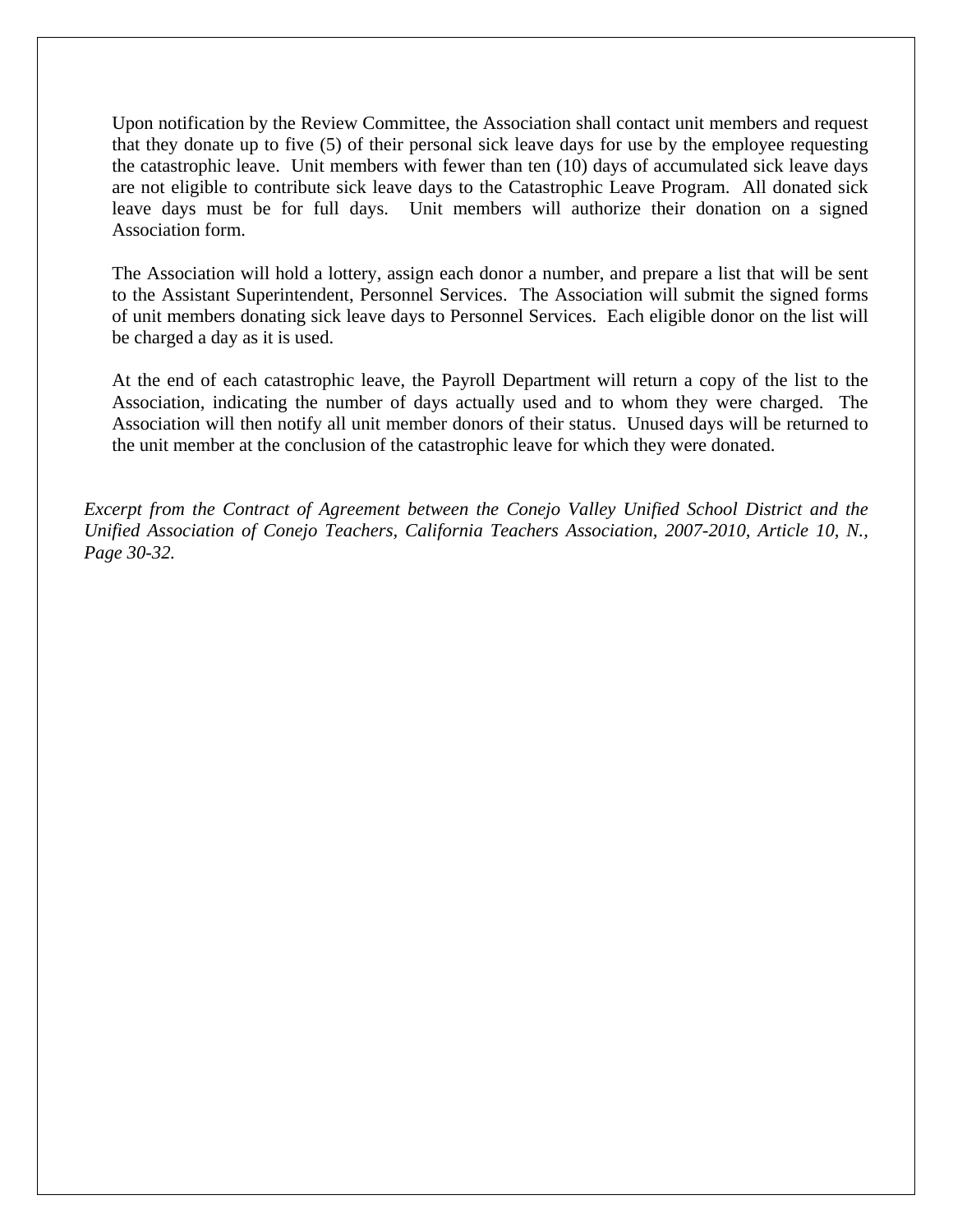Upon notification by the Review Committee, the Association shall contact unit members and request that they donate up to five (5) of their personal sick leave days for use by the employee requesting the catastrophic leave. Unit members with fewer than ten (10) days of accumulated sick leave days are not eligible to contribute sick leave days to the Catastrophic Leave Program. All donated sick leave days must be for full days. Unit members will authorize their donation on a signed Association form.

The Association will hold a lottery, assign each donor a number, and prepare a list that will be sent to the Assistant Superintendent, Personnel Services. The Association will submit the signed forms of unit members donating sick leave days to Personnel Services. Each eligible donor on the list will be charged a day as it is used.

At the end of each catastrophic leave, the Payroll Department will return a copy of the list to the Association, indicating the number of days actually used and to whom they were charged. The Association will then notify all unit member donors of their status. Unused days will be returned to the unit member at the conclusion of the catastrophic leave for which they were donated.

*Excerpt from the Contract of Agreement between the Conejo Valley Unified School District and the Unified Association of Conejo Teachers, California Teachers Association, 2007-2010, Article 10, N., Page 30-32.*